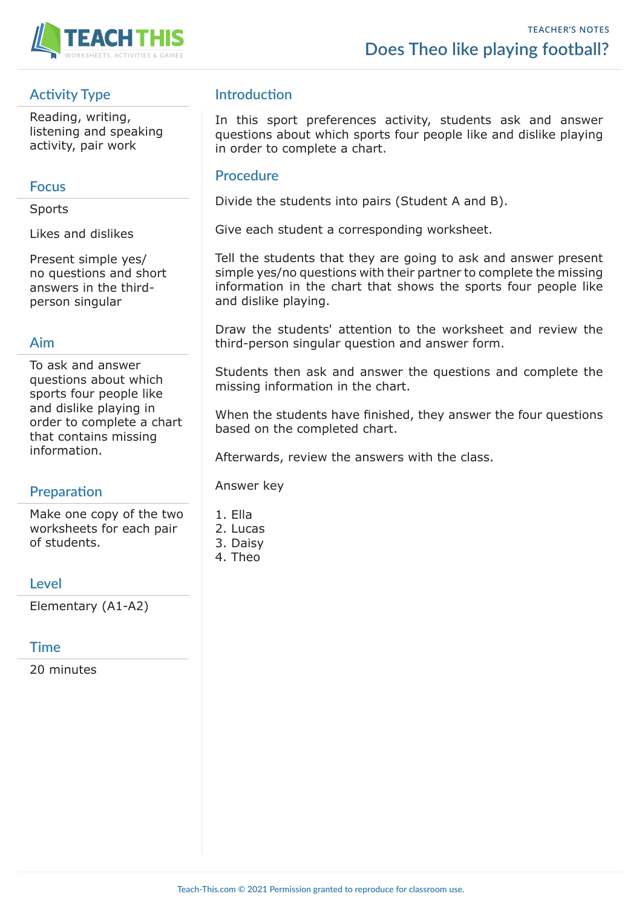TEACHER'S NOTES

# Does Theo like playing football?

## Activity Type

Reading, writing, listening and speaking activity, pair work

## Focus

Sports

Likes and dislikes

Present simple yes/no questions and short answers in the third-person singular

## Aim

To ask and answer questions about which sports four people like and dislike playing in order to complete a chart that contains missing information.

## Preparation

Make one copy of the two worksheets for each pair of students.

## Level

Elementary (A1-A2)

## Time

20 minutes

## Introduction

In this sport preferences activity, students ask and answer questions about which sports four people like and dislike playing in order to complete a chart.

## Procedure

Divide the students into pairs (Student A and B).

Give each student a corresponding worksheet.

Tell the students that they are going to ask and answer present simple yes/no questions with their partner to complete the missing information in the chart that shows the sports four people like and dislike playing.

Draw the students' attention to the worksheet and review the third-person singular question and answer form.

Students then ask and answer the questions and complete the missing information in the chart.

When the students have finished, they answer the four questions based on the completed chart.

Afterwards, review the answers with the class.

Answer key

1. Ella
2. Lucas
3. Daisy
4. Theo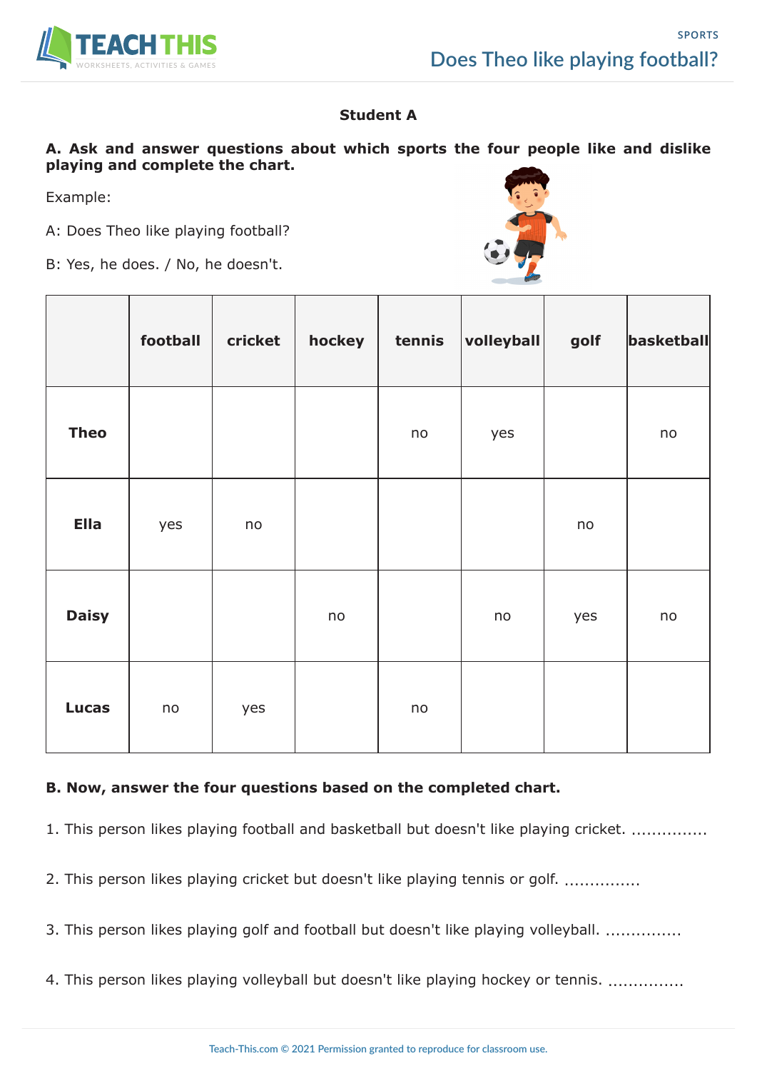**Student A**

**A. Ask and answer questions about which sports the four people like and dislike playing and complete the chart.**

Example:

A: Does Theo like playing football?

B: Yes, he does. / No, he doesn't.

| | football | cricket | hockey | tennis | volleyball | golf | basketball |
|---|---|---|---|---|---|---|---|
| **Theo** | | | | no | yes | | no |
| **Ella** | yes | no | | | | no | |
| **Daisy** | | | no | | no | yes | no |
| **Lucas** | no | yes | | no | | | |

**B. Now, answer the four questions based on the completed chart.**

1. This person likes playing football and basketball but doesn't like playing cricket. ...............

2. This person likes playing cricket but doesn't like playing tennis or golf. ..............

3. This person likes playing golf and football but doesn't like playing volleyball. ...............

4. This person likes playing volleyball but doesn't like playing hockey or tennis. ...............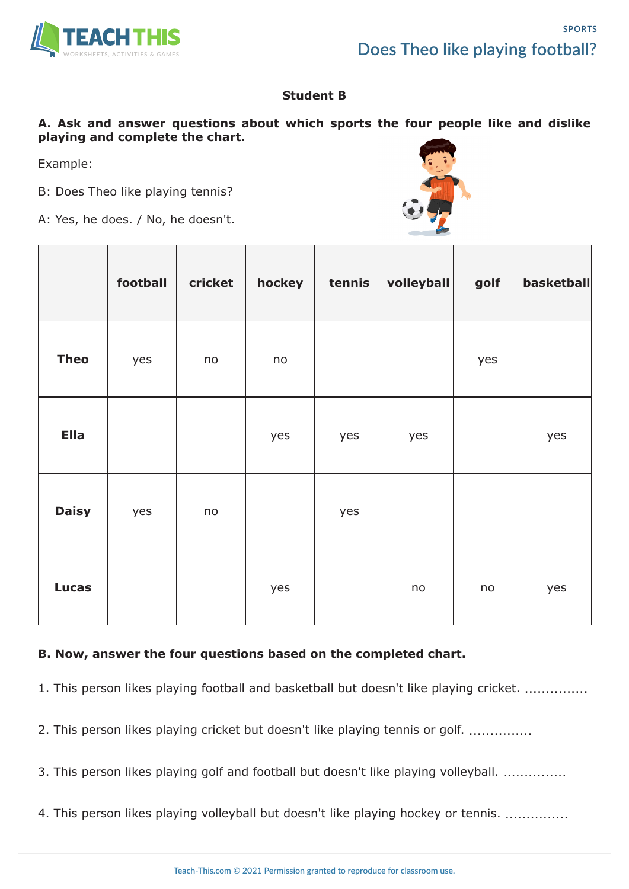# Does Theo like playing football?

**Student B**

**A. Ask and answer questions about which sports the four people like and dislike playing and complete the chart.**

Example:

B: Does Theo like playing tennis?

A: Yes, he does. / No, he doesn't.

| | football | cricket | hockey | tennis | volleyball | golf | basketball |
|---|---|---|---|---|---|---|---|
| **Theo** | yes | no | no | | | yes | |
| **Ella** | | | yes | yes | yes | | yes |
| **Daisy** | yes | no | | yes | | | |
| **Lucas** | | | yes | | no | no | yes |

**B. Now, answer the four questions based on the completed chart.**

1. This person likes playing football and basketball but doesn't like playing cricket. ...............

2. This person likes playing cricket but doesn't like playing tennis or golf. ..............

3. This person likes playing golf and football but doesn't like playing volleyball. ...............

4. This person likes playing volleyball but doesn't like playing hockey or tennis. ...............